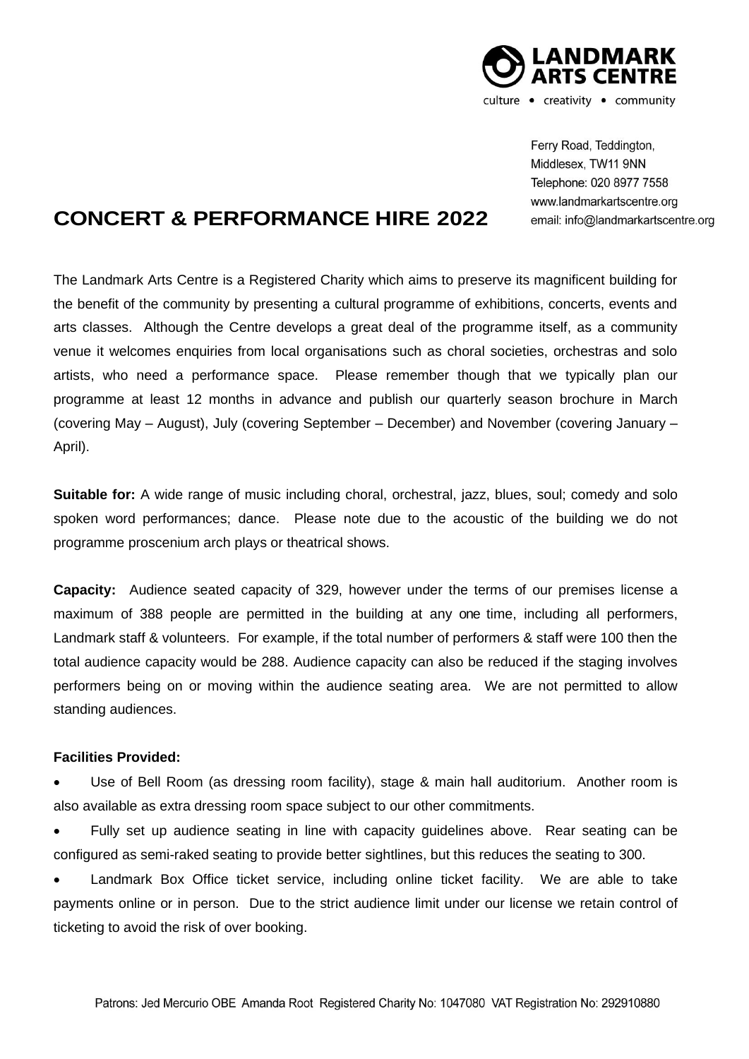**LANDMARK ARTS CENTRE**

culture • creativity • community

Ferry Road, Teddington,
Middlesex, TW11 9NN
Telephone: 020 8977 7558
www.landmarkartscentre.org
email: info@landmarkartscentre.org

# CONCERT & PERFORMANCE HIRE 2022

The Landmark Arts Centre is a Registered Charity which aims to preserve its magnificent building for the benefit of the community by presenting a cultural programme of exhibitions, concerts, events and arts classes. Although the Centre develops a great deal of the programme itself, as a community venue it welcomes enquiries from local organisations such as choral societies, orchestras and solo artists, who need a performance space. Please remember though that we typically plan our programme at least 12 months in advance and publish our quarterly season brochure in March (covering May – August), July (covering September – December) and November (covering January – April).

**Suitable for:** A wide range of music including choral, orchestral, jazz, blues, soul; comedy and solo spoken word performances; dance. Please note due to the acoustic of the building we do not programme proscenium arch plays or theatrical shows.

**Capacity:** Audience seated capacity of 329, however under the terms of our premises license a maximum of 388 people are permitted in the building at any one time, including all performers, Landmark staff & volunteers. For example, if the total number of performers & staff were 100 then the total audience capacity would be 288. Audience capacity can also be reduced if the staging involves performers being on or moving within the audience seating area. We are not permitted to allow standing audiences.

**Facilities Provided:**

- Use of Bell Room (as dressing room facility), stage & main hall auditorium. Another room is also available as extra dressing room space subject to our other commitments.
- Fully set up audience seating in line with capacity guidelines above. Rear seating can be configured as semi-raked seating to provide better sightlines, but this reduces the seating to 300.
- Landmark Box Office ticket service, including online ticket facility. We are able to take payments online or in person. Due to the strict audience limit under our license we retain control of ticketing to avoid the risk of over booking.

Patrons: Jed Mercurio OBE Amanda Root Registered Charity No: 1047080 VAT Registration No: 292910880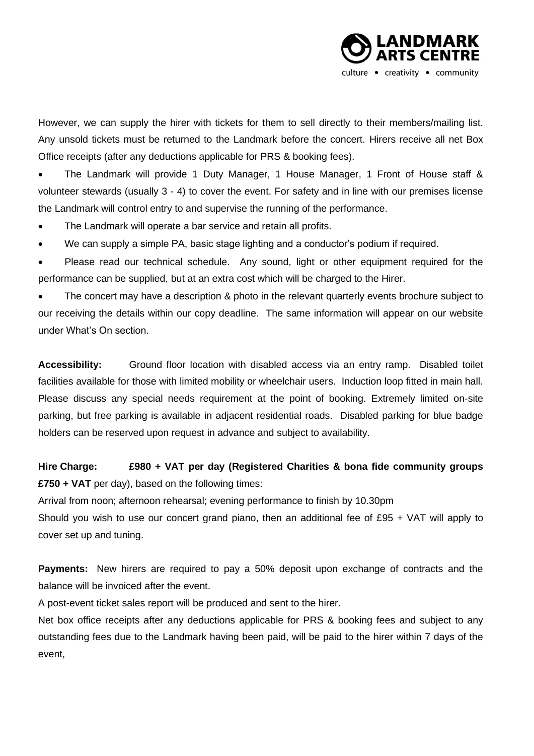However, we can supply the hirer with tickets for them to sell directly to their members/mailing list. Any unsold tickets must be returned to the Landmark before the concert. Hirers receive all net Box Office receipts (after any deductions applicable for PRS & booking fees).

- The Landmark will provide 1 Duty Manager, 1 House Manager, 1 Front of House staff & volunteer stewards (usually 3 - 4) to cover the event. For safety and in line with our premises license the Landmark will control entry to and supervise the running of the performance.
- The Landmark will operate a bar service and retain all profits.
- We can supply a simple PA, basic stage lighting and a conductor's podium if required.
- Please read our technical schedule. Any sound, light or other equipment required for the performance can be supplied, but at an extra cost which will be charged to the Hirer.
- The concert may have a description & photo in the relevant quarterly events brochure subject to our receiving the details within our copy deadline. The same information will appear on our website under What's On section.

**Accessibility:** Ground floor location with disabled access via an entry ramp. Disabled toilet facilities available for those with limited mobility or wheelchair users. Induction loop fitted in main hall. Please discuss any special needs requirement at the point of booking. Extremely limited on-site parking, but free parking is available in adjacent residential roads. Disabled parking for blue badge holders can be reserved upon request in advance and subject to availability.

**Hire Charge: £980 + VAT per day (Registered Charities & bona fide community groups £750 + VAT** per day), based on the following times:

Arrival from noon; afternoon rehearsal; evening performance to finish by 10.30pm

Should you wish to use our concert grand piano, then an additional fee of £95 + VAT will apply to cover set up and tuning.

**Payments:** New hirers are required to pay a 50% deposit upon exchange of contracts and the balance will be invoiced after the event.

A post-event ticket sales report will be produced and sent to the hirer.

Net box office receipts after any deductions applicable for PRS & booking fees and subject to any outstanding fees due to the Landmark having been paid, will be paid to the hirer within 7 days of the event,